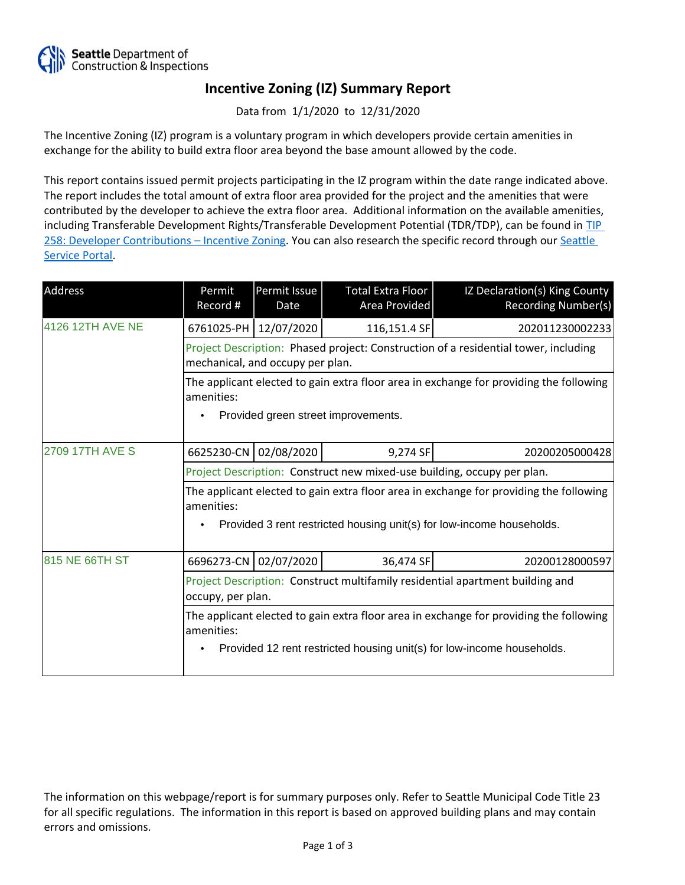Seattle Department of Construction & Inspections

# Incentive Zoning (IZ) Summary Report

Data from 1/1/2020 to 12/31/2020

The Incentive Zoning (IZ) program is a voluntary program in which developers provide certain amenities in exchange for the ability to build extra floor area beyond the base amount allowed by the code.

This report contains issued permit projects participating in the IZ program within the date range indicated above. The report includes the total amount of extra floor area provided for the project and the amenities that were contributed by the developer to achieve the extra floor area. Additional information on the available amenities, including Transferable Development Rights/Transferable Development Potential (TDR/TDP), can be found in TIP 258: Developer Contributions – Incentive Zoning. You can also research the specific record through our Seattle Service Portal.

| Address | Permit Record # | Permit Issue Date | Total Extra Floor Area Provided | IZ Declaration(s) King County Recording Number(s) |
|---|---|---|---|---|
| 4126 12TH AVE NE | 6761025-PH | 12/07/2020 | 116,151.4 SF | 202011230002233 |
| | Project Description: Phased project: Construction of a residential tower, including mechanical, and occupy per plan. | | | |
| | The applicant elected to gain extra floor area in exchange for providing the following amenities: • Provided green street improvements. | | | |
| 2709 17TH AVE S | 6625230-CN | 02/08/2020 | 9,274 SF | 20200205000428 |
| | Project Description: Construct new mixed-use building, occupy per plan. | | | |
| | The applicant elected to gain extra floor area in exchange for providing the following amenities: • Provided 3 rent restricted housing unit(s) for low-income households. | | | |
| 815 NE 66TH ST | 6696273-CN | 02/07/2020 | 36,474 SF | 20200128000597 |
| | Project Description: Construct multifamily residential apartment building and occupy, per plan. | | | |
| | The applicant elected to gain extra floor area in exchange for providing the following amenities: • Provided 12 rent restricted housing unit(s) for low-income households. | | | |

The information on this webpage/report is for summary purposes only. Refer to Seattle Municipal Code Title 23 for all specific regulations. The information in this report is based on approved building plans and may contain errors and omissions.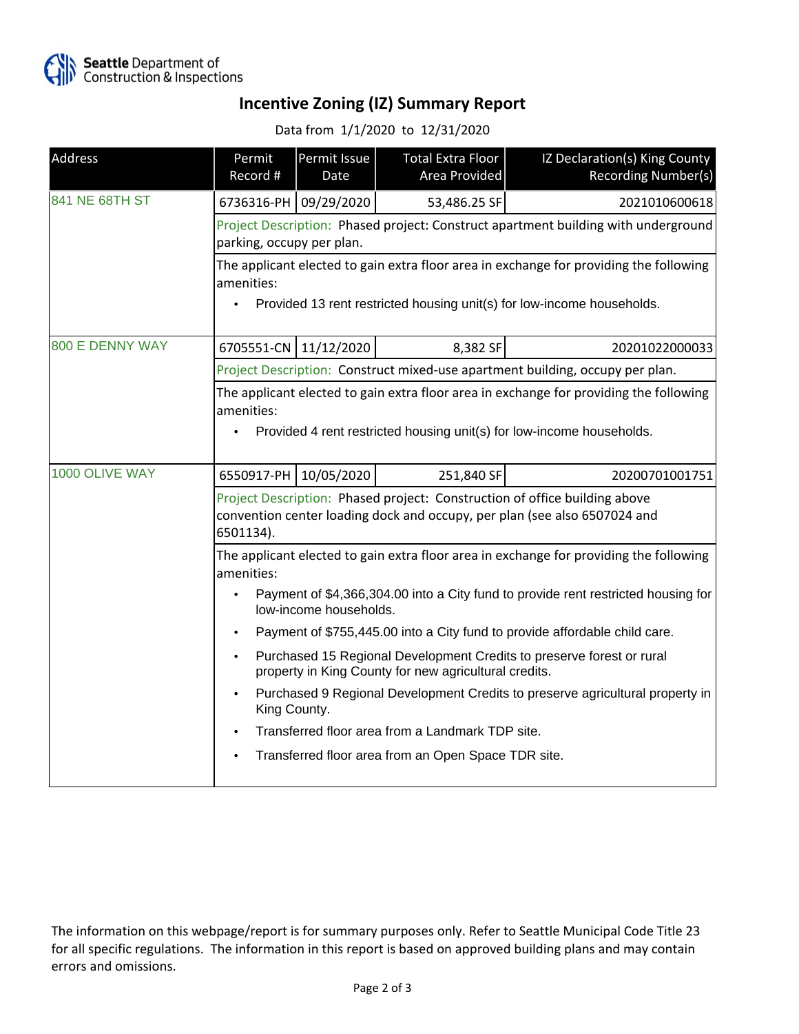Seattle Department of Construction & Inspections

# Incentive Zoning (IZ) Summary Report

Data from 1/1/2020 to 12/31/2020

| Address | Permit Record # | Permit Issue Date | Total Extra Floor Area Provided | IZ Declaration(s) King County Recording Number(s) |
|---|---|---|---|---|
| 841 NE 68TH ST | 6736316-PH | 09/29/2020 | 53,486.25 SF | 2021010600618 |
| | Project Description: Phased project: Construct apartment building with underground parking, occupy per plan. | | | |
| | The applicant elected to gain extra floor area in exchange for providing the following amenities:<br>• Provided 13 rent restricted housing unit(s) for low-income households. | | | |
| 800 E DENNY WAY | 6705551-CN | 11/12/2020 | 8,382 SF | 20201022000033 |
| | Project Description: Construct mixed-use apartment building, occupy per plan. | | | |
| | The applicant elected to gain extra floor area in exchange for providing the following amenities:<br>• Provided 4 rent restricted housing unit(s) for low-income households. | | | |
| 1000 OLIVE WAY | 6550917-PH | 10/05/2020 | 251,840 SF | 20200701001751 |
| | Project Description: Phased project: Construction of office building above convention center loading dock and occupy, per plan (see also 6507024 and 6501134). | | | |
| | The applicant elected to gain extra floor area in exchange for providing the following amenities:<br>• Payment of $4,366,304.00 into a City fund to provide rent restricted housing for low-income households.<br>• Payment of $755,445.00 into a City fund to provide affordable child care.<br>• Purchased 15 Regional Development Credits to preserve forest or rural property in King County for new agricultural credits.<br>• Purchased 9 Regional Development Credits to preserve agricultural property in King County.<br>• Transferred floor area from a Landmark TDP site.<br>• Transferred floor area from an Open Space TDR site. | | | |

The information on this webpage/report is for summary purposes only. Refer to Seattle Municipal Code Title 23 for all specific regulations. The information in this report is based on approved building plans and may contain errors and omissions.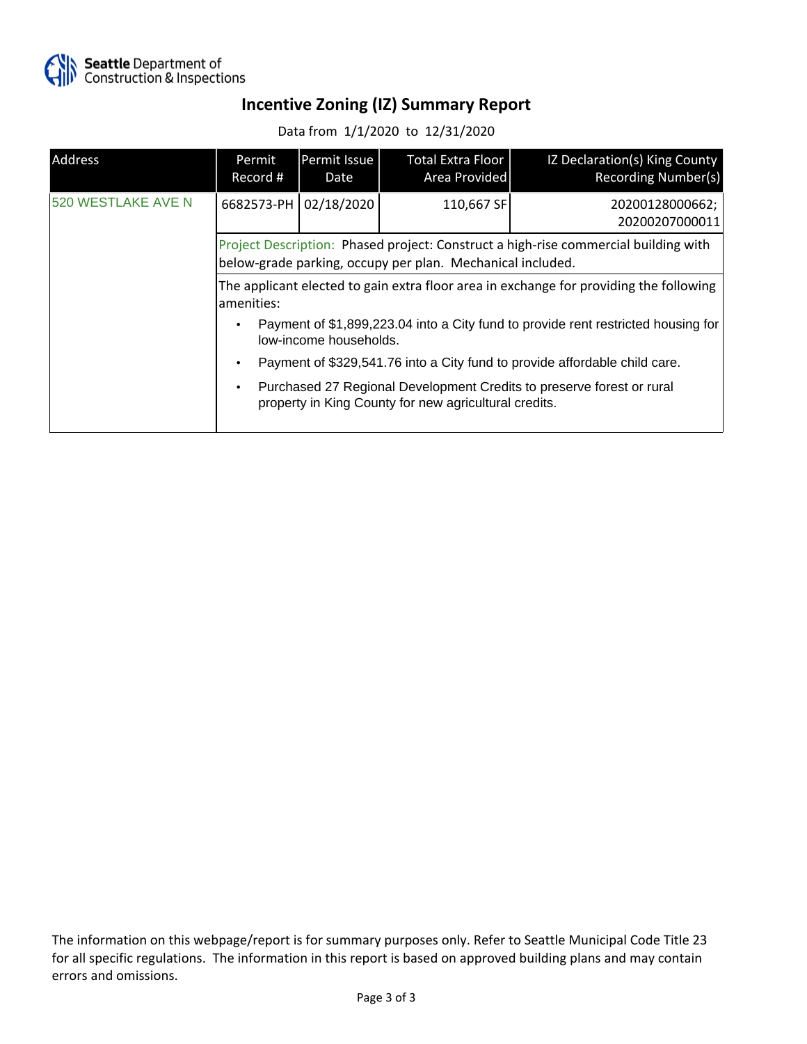Seattle Department of Construction & Inspections

# Incentive Zoning (IZ) Summary Report

Data from 1/1/2020 to 12/31/2020

| Address | Permit Record # | Permit Issue Date | Total Extra Floor Area Provided | IZ Declaration(s) King County Recording Number(s) |
|---|---|---|---|---|
| 520 WESTLAKE AVE N | 6682573-PH | 02/18/2020 | 110,667 SF | 20200128000662; 20200207000011 |

Project Description: Phased project: Construct a high-rise commercial building with below-grade parking, occupy per plan. Mechanical included.

The applicant elected to gain extra floor area in exchange for providing the following amenities:

- Payment of $1,899,223.04 into a City fund to provide rent restricted housing for low-income households.
- Payment of $329,541.76 into a City fund to provide affordable child care.
- Purchased 27 Regional Development Credits to preserve forest or rural property in King County for new agricultural credits.

The information on this webpage/report is for summary purposes only. Refer to Seattle Municipal Code Title 23 for all specific regulations. The information in this report is based on approved building plans and may contain errors and omissions.